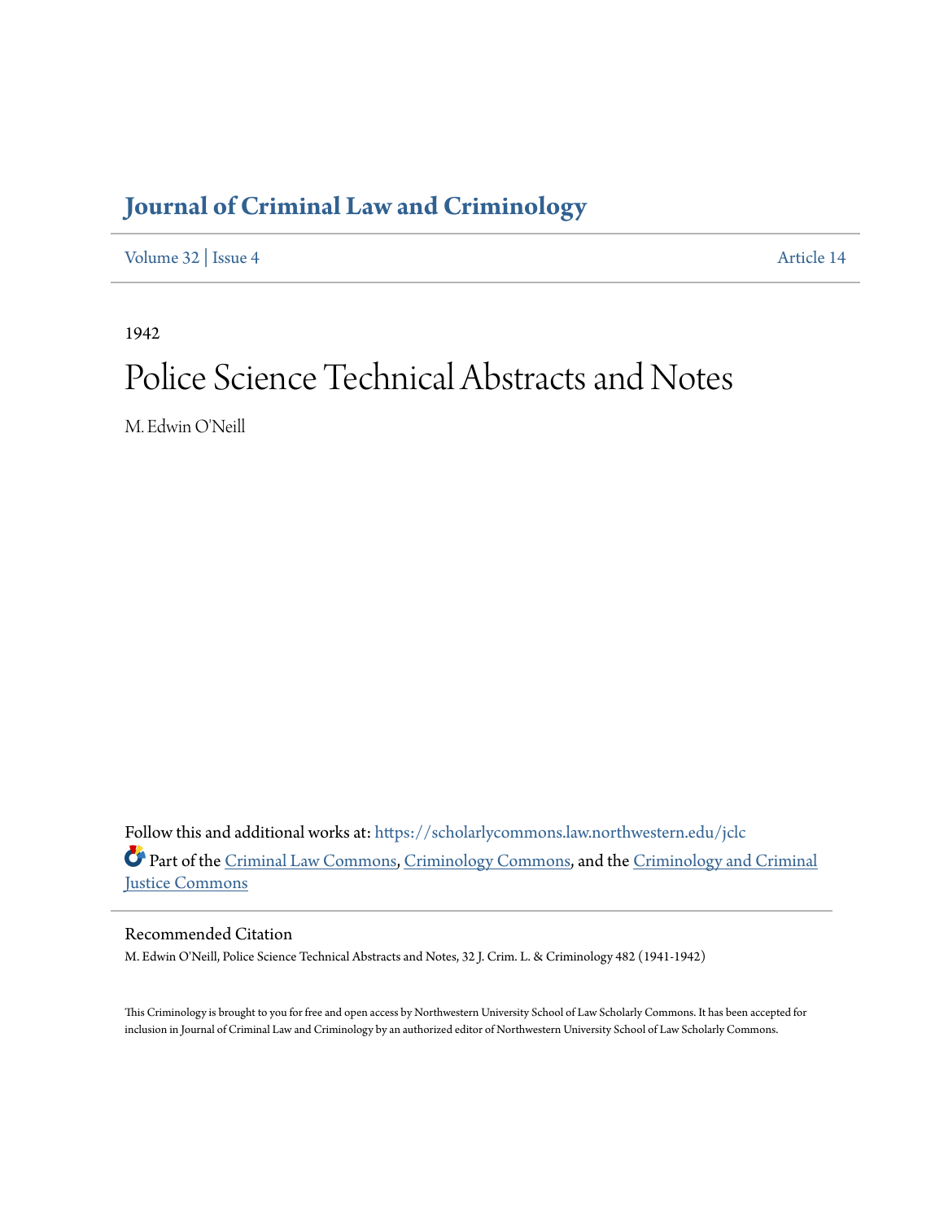# Journal of Criminal Law and Criminology

Volume 32 | Issue 4 Article 14

1942

## Police Science Technical Abstracts and Notes

M. Edwin O'Neill

Follow this and additional works at: https://scholarlycommons.law.northwestern.edu/jclc

Part of the Criminal Law Commons, Criminology Commons, and the Criminology and Criminal Justice Commons

### Recommended Citation

M. Edwin O'Neill, Police Science Technical Abstracts and Notes, 32 J. Crim. L. & Criminology 482 (1941-1942)

This Criminology is brought to you for free and open access by Northwestern University School of Law Scholarly Commons. It has been accepted for inclusion in Journal of Criminal Law and Criminology by an authorized editor of Northwestern University School of Law Scholarly Commons.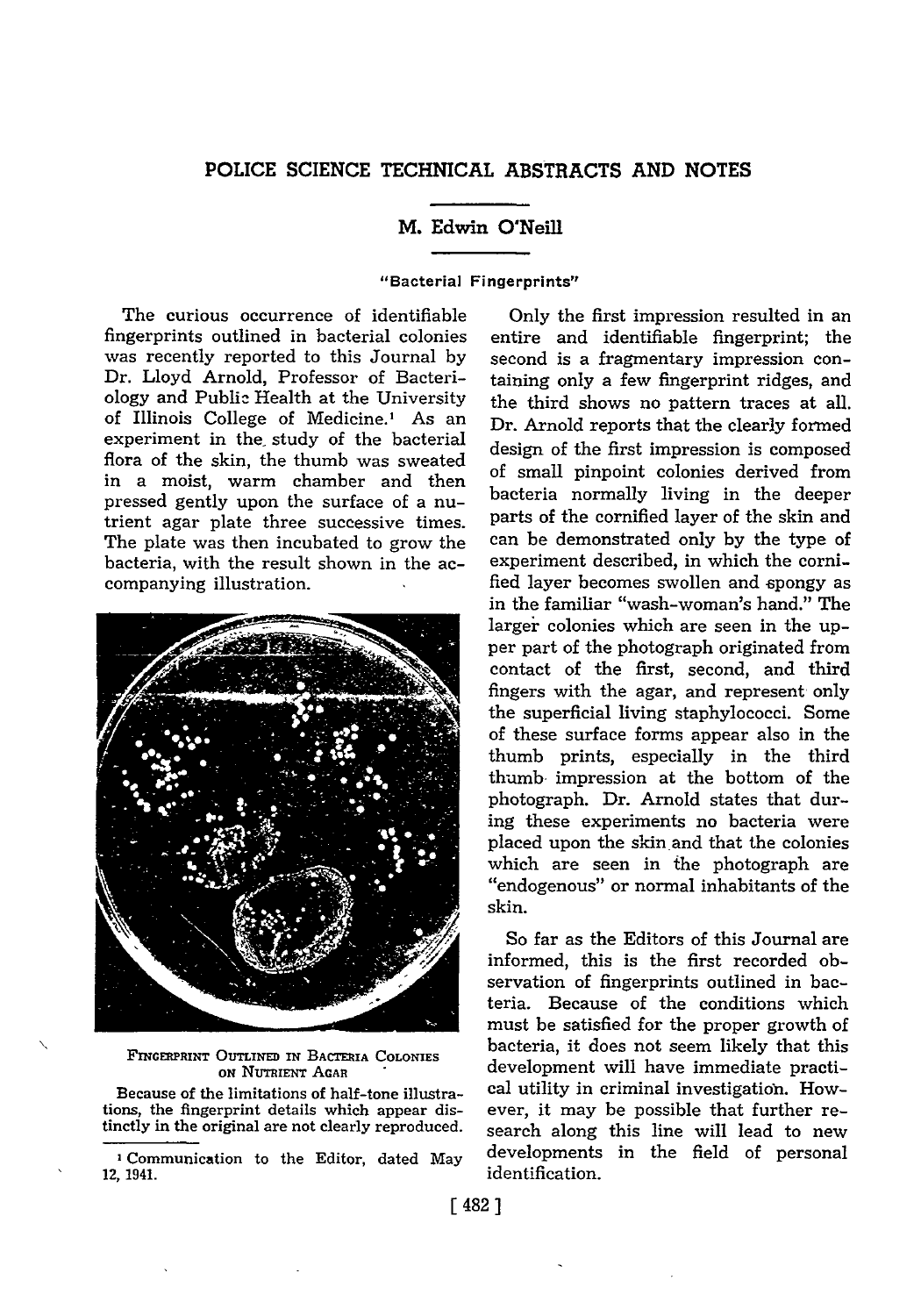# POLICE SCIENCE TECHNICAL ABSTRACTS AND NOTES

## M. Edwin O'Neill

### "Bacterial Fingerprints"

The curious occurrence of identifiable fingerprints outlined in bacterial colonies was recently reported to this Journal by Dr. Lloyd Arnold, Professor of Bacteriology and Public Health at the University of Illinois College of Medicine.[1] As an experiment in the study of the bacterial flora of the skin, the thumb was sweated in a moist, warm chamber and then pressed gently upon the surface of a nutrient agar plate three successive times. The plate was then incubated to grow the bacteria, with the result shown in the accompanying illustration.

FINGERPRINT OUTLINED IN BACTERIA COLONIES ON NUTRIENT AGAR

Because of the limitations of half-tone illustrations, the fingerprint details which appear distinctly in the original are not clearly reproduced.

Only the first impression resulted in an entire and identifiable fingerprint; the second is a fragmentary impression containing only a few fingerprint ridges, and the third shows no pattern traces at all. Dr. Arnold reports that the clearly formed design of the first impression is composed of small pinpoint colonies derived from bacteria normally living in the deeper parts of the cornified layer of the skin and can be demonstrated only by the type of experiment described, in which the cornified layer becomes swollen and spongy as in the familiar "wash-woman's hand." The larger colonies which are seen in the upper part of the photograph originated from contact of the first, second, and third fingers with the agar, and represent only the superficial living staphylococci. Some of these surface forms appear also in the thumb prints, especially in the third thumb impression at the bottom of the photograph. Dr. Arnold states that during these experiments no bacteria were placed upon the skin and that the colonies which are seen in the photograph are "endogenous" or normal inhabitants of the skin.

So far as the Editors of this Journal are informed, this is the first recorded observation of fingerprints outlined in bacteria. Because of the conditions which must be satisfied for the proper growth of bacteria, it does not seem likely that this development will have immediate practical utility in criminal investigation. However, it may be possible that further research along this line will lead to new developments in the field of personal identification.

---

[1] Communication to the Editor, dated May 12, 1941.